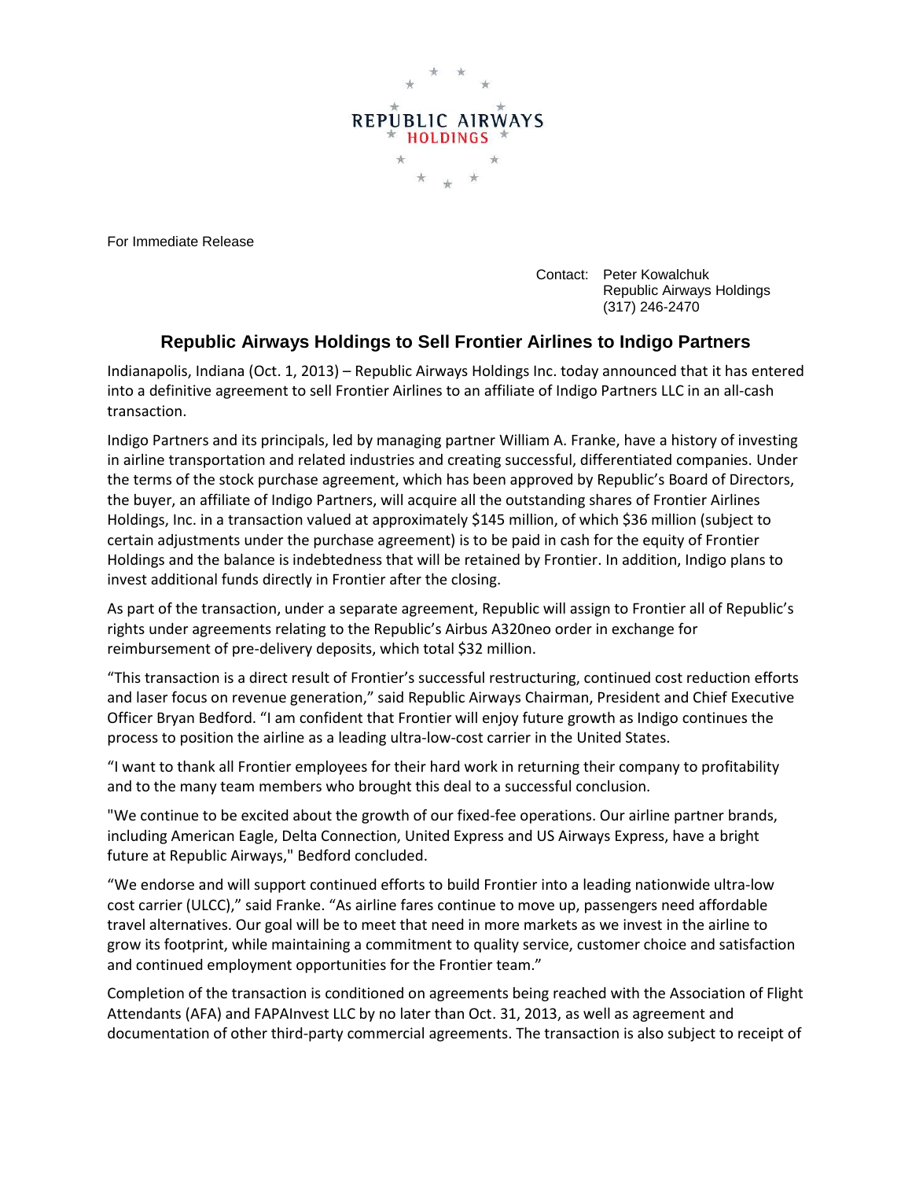REPUBLIC AIRWAYS
HOLDINGS

For Immediate Release

Contact: Peter Kowalchuk
Republic Airways Holdings
(317) 246-2470

## Republic Airways Holdings to Sell Frontier Airlines to Indigo Partners

Indianapolis, Indiana (Oct. 1, 2013) – Republic Airways Holdings Inc. today announced that it has entered into a definitive agreement to sell Frontier Airlines to an affiliate of Indigo Partners LLC in an all-cash transaction.

Indigo Partners and its principals, led by managing partner William A. Franke, have a history of investing in airline transportation and related industries and creating successful, differentiated companies. Under the terms of the stock purchase agreement, which has been approved by Republic's Board of Directors, the buyer, an affiliate of Indigo Partners, will acquire all the outstanding shares of Frontier Airlines Holdings, Inc. in a transaction valued at approximately $145 million, of which $36 million (subject to certain adjustments under the purchase agreement) is to be paid in cash for the equity of Frontier Holdings and the balance is indebtedness that will be retained by Frontier. In addition, Indigo plans to invest additional funds directly in Frontier after the closing.

As part of the transaction, under a separate agreement, Republic will assign to Frontier all of Republic's rights under agreements relating to the Republic's Airbus A320neo order in exchange for reimbursement of pre-delivery deposits, which total $32 million.

"This transaction is a direct result of Frontier's successful restructuring, continued cost reduction efforts and laser focus on revenue generation," said Republic Airways Chairman, President and Chief Executive Officer Bryan Bedford. "I am confident that Frontier will enjoy future growth as Indigo continues the process to position the airline as a leading ultra-low-cost carrier in the United States.

"I want to thank all Frontier employees for their hard work in returning their company to profitability and to the many team members who brought this deal to a successful conclusion.

"We continue to be excited about the growth of our fixed-fee operations. Our airline partner brands, including American Eagle, Delta Connection, United Express and US Airways Express, have a bright future at Republic Airways," Bedford concluded.

"We endorse and will support continued efforts to build Frontier into a leading nationwide ultra-low cost carrier (ULCC)," said Franke. "As airline fares continue to move up, passengers need affordable travel alternatives. Our goal will be to meet that need in more markets as we invest in the airline to grow its footprint, while maintaining a commitment to quality service, customer choice and satisfaction and continued employment opportunities for the Frontier team."

Completion of the transaction is conditioned on agreements being reached with the Association of Flight Attendants (AFA) and FAPAInvest LLC by no later than Oct. 31, 2013, as well as agreement and documentation of other third-party commercial agreements. The transaction is also subject to receipt of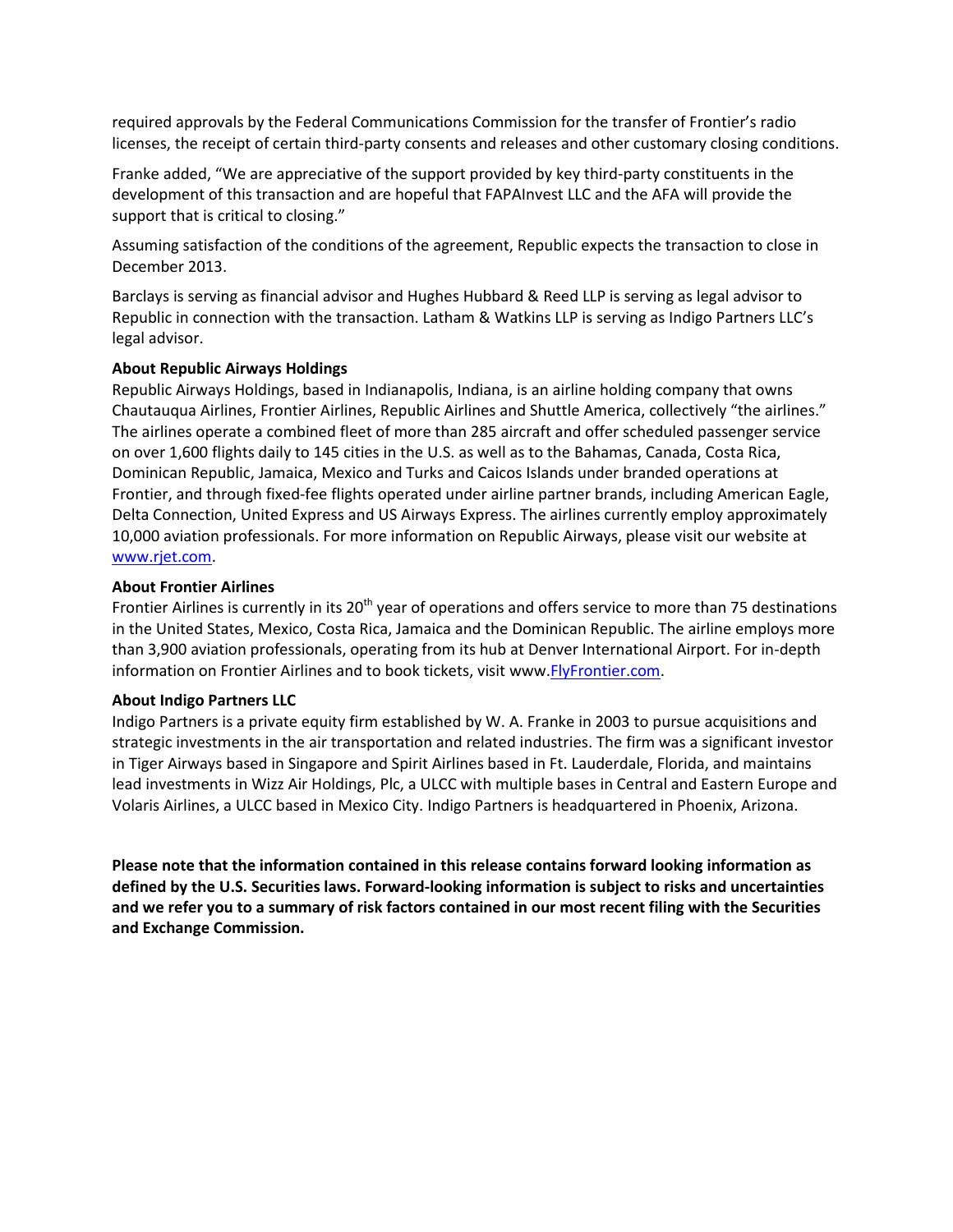required approvals by the Federal Communications Commission for the transfer of Frontier's radio licenses, the receipt of certain third-party consents and releases and other customary closing conditions.

Franke added, "We are appreciative of the support provided by key third-party constituents in the development of this transaction and are hopeful that FAPAInvest LLC and the AFA will provide the support that is critical to closing."

Assuming satisfaction of the conditions of the agreement, Republic expects the transaction to close in December 2013.

Barclays is serving as financial advisor and Hughes Hubbard & Reed LLP is serving as legal advisor to Republic in connection with the transaction. Latham & Watkins LLP is serving as Indigo Partners LLC's legal advisor.

**About Republic Airways Holdings**

Republic Airways Holdings, based in Indianapolis, Indiana, is an airline holding company that owns Chautauqua Airlines, Frontier Airlines, Republic Airlines and Shuttle America, collectively "the airlines." The airlines operate a combined fleet of more than 285 aircraft and offer scheduled passenger service on over 1,600 flights daily to 145 cities in the U.S. as well as to the Bahamas, Canada, Costa Rica, Dominican Republic, Jamaica, Mexico and Turks and Caicos Islands under branded operations at Frontier, and through fixed-fee flights operated under airline partner brands, including American Eagle, Delta Connection, United Express and US Airways Express. The airlines currently employ approximately 10,000 aviation professionals. For more information on Republic Airways, please visit our website at www.rjet.com.

**About Frontier Airlines**

Frontier Airlines is currently in its 20th year of operations and offers service to more than 75 destinations in the United States, Mexico, Costa Rica, Jamaica and the Dominican Republic. The airline employs more than 3,900 aviation professionals, operating from its hub at Denver International Airport. For in-depth information on Frontier Airlines and to book tickets, visit www.FlyFrontier.com.

**About Indigo Partners LLC**

Indigo Partners is a private equity firm established by W. A. Franke in 2003 to pursue acquisitions and strategic investments in the air transportation and related industries. The firm was a significant investor in Tiger Airways based in Singapore and Spirit Airlines based in Ft. Lauderdale, Florida, and maintains lead investments in Wizz Air Holdings, Plc, a ULCC with multiple bases in Central and Eastern Europe and Volaris Airlines, a ULCC based in Mexico City. Indigo Partners is headquartered in Phoenix, Arizona.

**Please note that the information contained in this release contains forward looking information as defined by the U.S. Securities laws. Forward-looking information is subject to risks and uncertainties and we refer you to a summary of risk factors contained in our most recent filing with the Securities and Exchange Commission.**